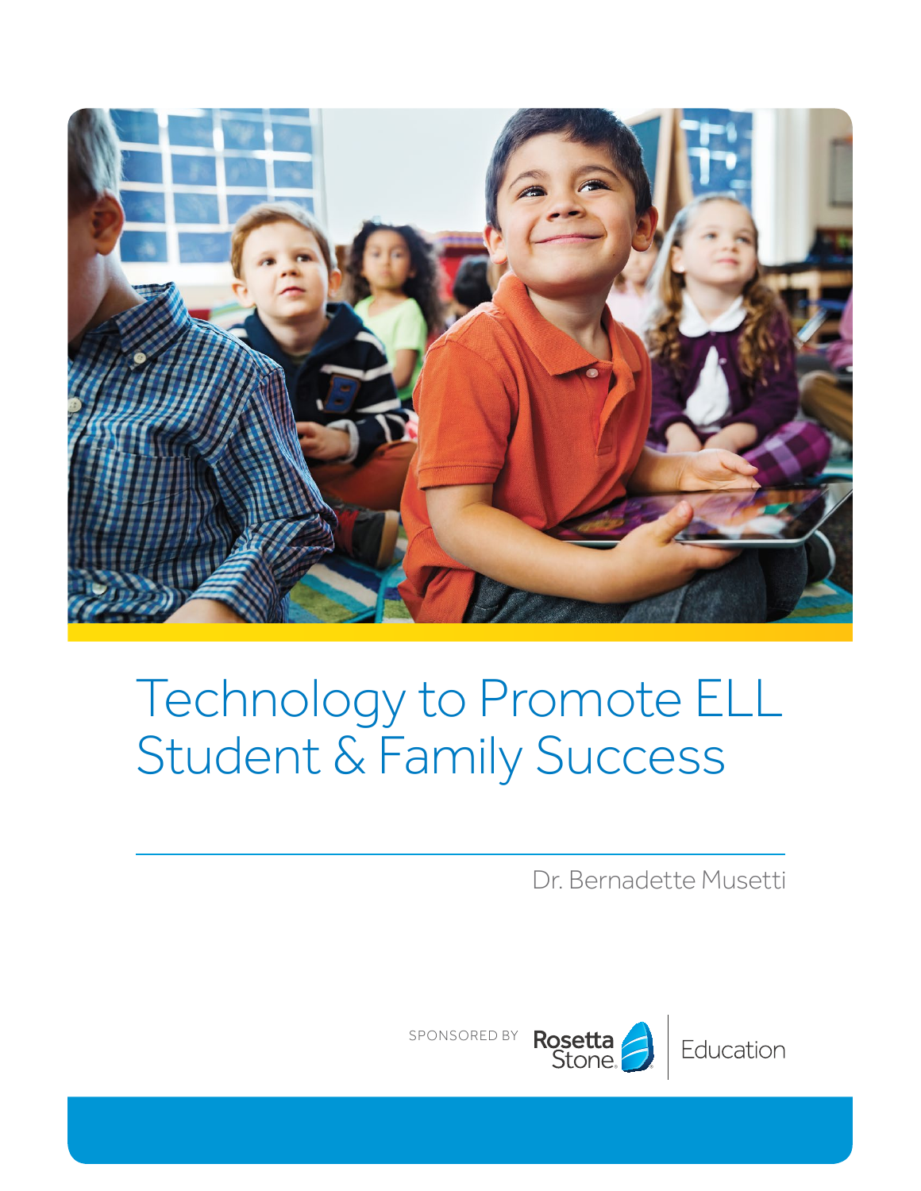# Technology to Promote ELL Student & Family Success

Dr. Bernadette Musetti

SPONSORED BY Rosetta Stone Education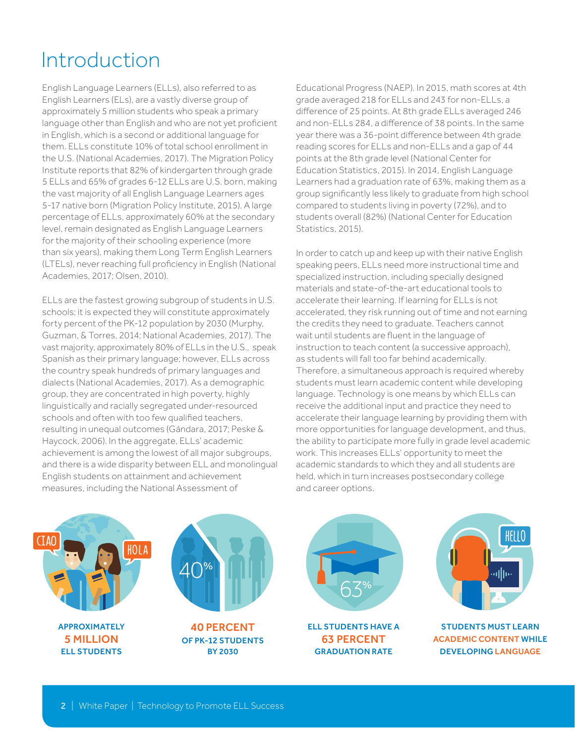# Introduction

English Language Learners (ELLs), also referred to as English Learners (ELs), are a vastly diverse group of approximately 5 million students who speak a primary language other than English and who are not yet proficient in English, which is a second or additional language for them. ELLs constitute 10% of total school enrollment in the U.S. (National Academies, 2017). The Migration Policy Institute reports that 82% of kindergarten through grade 5 ELLs and 65% of grades 6-12 ELLs are U.S. born, making the vast majority of all English Language Learners ages 5-17 native born (Migration Policy Institute, 2015). A large percentage of ELLs, approximately 60% at the secondary level, remain designated as English Language Learners for the majority of their schooling experience (more than six years), making them Long Term English Learners (LTELs), never reaching full proficiency in English (National Academies, 2017; Olsen, 2010).

ELLs are the fastest growing subgroup of students in U.S. schools; it is expected they will constitute approximately forty percent of the PK-12 population by 2030 (Murphy, Guzman, & Torres, 2014; National Academies, 2017). The vast majority, approximately 80% of ELLs in the U.S., speak Spanish as their primary language; however, ELLs across the country speak hundreds of primary languages and dialects (National Academies, 2017). As a demographic group, they are concentrated in high poverty, highly linguistically and racially segregated under-resourced schools and often with too few qualified teachers, resulting in unequal outcomes (Gándara, 2017; Peske & Haycock, 2006). In the aggregate, ELLs' academic achievement is among the lowest of all major subgroups, and there is a wide disparity between ELL and monolingual English students on attainment and achievement measures, including the National Assessment of Educational Progress (NAEP). In 2015, math scores at 4th grade averaged 218 for ELLs and 243 for non-ELLs, a difference of 25 points. At 8th grade ELLs averaged 246 and non-ELLs 284, a difference of 38 points. In the same year there was a 36-point difference between 4th grade reading scores for ELLs and non-ELLs and a gap of 44 points at the 8th grade level (National Center for Education Statistics, 2015). In 2014, English Language Learners had a graduation rate of 63%, making them as a group significantly less likely to graduate from high school compared to students living in poverty (72%), and to students overall (82%) (National Center for Education Statistics, 2015).

In order to catch up and keep up with their native English speaking peers, ELLs need more instructional time and specialized instruction, including specially designed materials and state-of-the-art educational tools to accelerate their learning. If learning for ELLs is not accelerated, they risk running out of time and not earning the credits they need to graduate. Teachers cannot wait until students are fluent in the language of instruction to teach content (a successive approach), as students will fall too far behind academically. Therefore, a simultaneous approach is required whereby students must learn academic content while developing language. Technology is one means by which ELLs can receive the additional input and practice they need to accelerate their language learning by providing them with more opportunities for language development, and thus, the ability to participate more fully in grade level academic work. This increases ELLs' opportunity to meet the academic standards to which they and all students are held, which in turn increases postsecondary college and career options.

**APPROXIMATELY 5 MILLION ELL STUDENTS**

**40 PERCENT OF PK-12 STUDENTS BY 2030**

**ELL STUDENTS HAVE A 63 PERCENT GRADUATION RATE**

**STUDENTS MUST LEARN ACADEMIC CONTENT WHILE DEVELOPING LANGUAGE**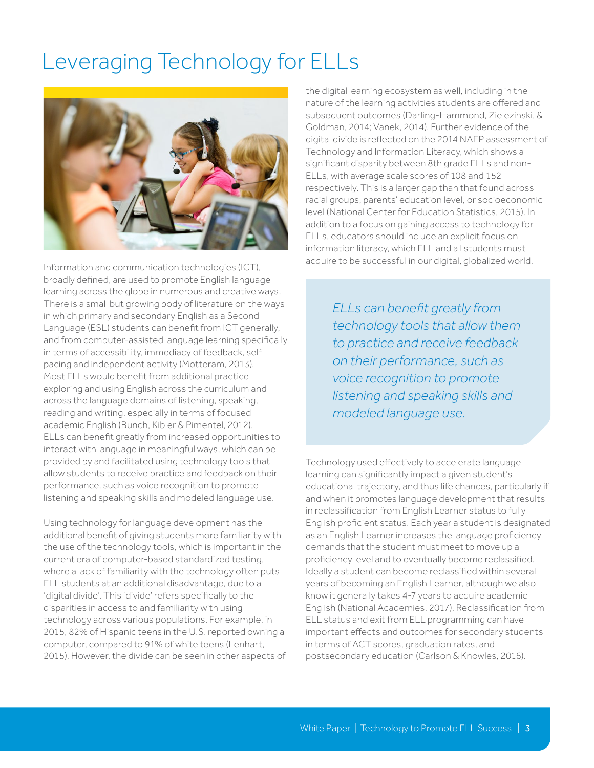# Leveraging Technology for ELLs

Information and communication technologies (ICT), broadly defined, are used to promote English language learning across the globe in numerous and creative ways. There is a small but growing body of literature on the ways in which primary and secondary English as a Second Language (ESL) students can benefit from ICT generally, and from computer-assisted language learning specifically in terms of accessibility, immediacy of feedback, self pacing and independent activity (Motteram, 2013). Most ELLs would benefit from additional practice exploring and using English across the curriculum and across the language domains of listening, speaking, reading and writing, especially in terms of focused academic English (Bunch, Kibler & Pimentel, 2012). ELLs can benefit greatly from increased opportunities to interact with language in meaningful ways, which can be provided by and facilitated using technology tools that allow students to receive practice and feedback on their performance, such as voice recognition to promote listening and speaking skills and modeled language use.

Using technology for language development has the additional benefit of giving students more familiarity with the use of the technology tools, which is important in the current era of computer-based standardized testing, where a lack of familiarity with the technology often puts ELL students at an additional disadvantage, due to a 'digital divide'. This 'divide' refers specifically to the disparities in access to and familiarity with using technology across various populations. For example, in 2015, 82% of Hispanic teens in the U.S. reported owning a computer, compared to 91% of white teens (Lenhart, 2015). However, the divide can be seen in other aspects of the digital learning ecosystem as well, including in the nature of the learning activities students are offered and subsequent outcomes (Darling-Hammond, Zielezinski, & Goldman, 2014; Vanek, 2014). Further evidence of the digital divide is reflected on the 2014 NAEP assessment of Technology and Information Literacy, which shows a significant disparity between 8th grade ELLs and non-ELLs, with average scale scores of 108 and 152 respectively. This is a larger gap than that found across racial groups, parents' education level, or socioeconomic level (National Center for Education Statistics, 2015). In addition to a focus on gaining access to technology for ELLs, educators should include an explicit focus on information literacy, which ELL and all students must acquire to be successful in our digital, globalized world.

> *ELLs can benefit greatly from technology tools that allow them to practice and receive feedback on their performance, such as voice recognition to promote listening and speaking skills and modeled language use.*

Technology used effectively to accelerate language learning can significantly impact a given student's educational trajectory, and thus life chances, particularly if and when it promotes language development that results in reclassification from English Learner status to fully English proficient status. Each year a student is designated as an English Learner increases the language proficiency demands that the student must meet to move up a proficiency level and to eventually become reclassified. Ideally a student can become reclassified within several years of becoming an English Learner, although we also know it generally takes 4-7 years to acquire academic English (National Academies, 2017). Reclassification from ELL status and exit from ELL programming can have important effects and outcomes for secondary students in terms of ACT scores, graduation rates, and postsecondary education (Carlson & Knowles, 2016).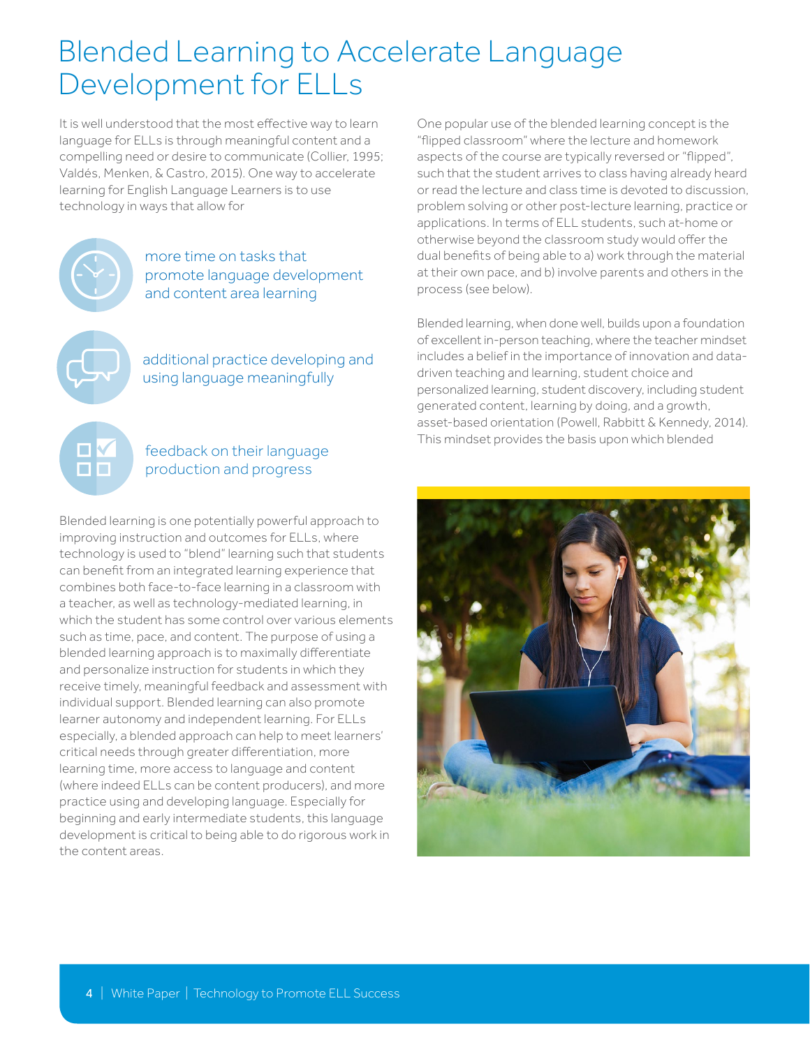# Blended Learning to Accelerate Language Development for ELLs

It is well understood that the most effective way to learn language for ELLs is through meaningful content and a compelling need or desire to communicate (Collier, 1995; Valdés, Menken, & Castro, 2015). One way to accelerate learning for English Language Learners is to use technology in ways that allow for

- more time on tasks that promote language development and content area learning
- additional practice developing and using language meaningfully
- feedback on their language production and progress

Blended learning is one potentially powerful approach to improving instruction and outcomes for ELLs, where technology is used to "blend" learning such that students can benefit from an integrated learning experience that combines both face-to-face learning in a classroom with a teacher, as well as technology-mediated learning, in which the student has some control over various elements such as time, pace, and content. The purpose of using a blended learning approach is to maximally differentiate and personalize instruction for students in which they receive timely, meaningful feedback and assessment with individual support. Blended learning can also promote learner autonomy and independent learning. For ELLs especially, a blended approach can help to meet learners' critical needs through greater differentiation, more learning time, more access to language and content (where indeed ELLs can be content producers), and more practice using and developing language. Especially for beginning and early intermediate students, this language development is critical to being able to do rigorous work in the content areas.

One popular use of the blended learning concept is the "flipped classroom" where the lecture and homework aspects of the course are typically reversed or "flipped", such that the student arrives to class having already heard or read the lecture and class time is devoted to discussion, problem solving or other post-lecture learning, practice or applications. In terms of ELL students, such at-home or otherwise beyond the classroom study would offer the dual benefits of being able to a) work through the material at their own pace, and b) involve parents and others in the process (see below).

Blended learning, when done well, builds upon a foundation of excellent in-person teaching, where the teacher mindset includes a belief in the importance of innovation and data-driven teaching and learning, student choice and personalized learning, student discovery, including student generated content, learning by doing, and a growth, asset-based orientation (Powell, Rabbitt & Kennedy, 2014). This mindset provides the basis upon which blended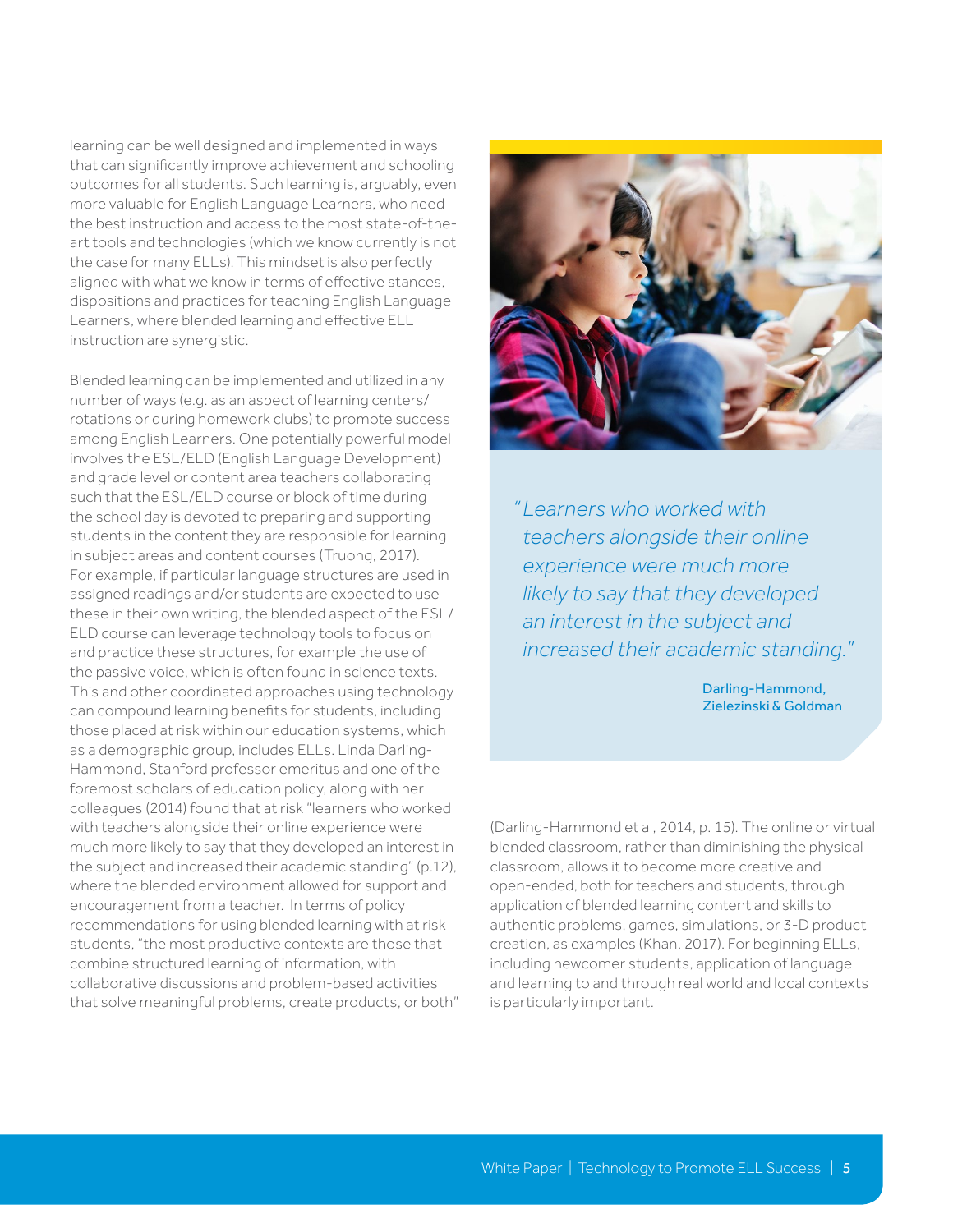learning can be well designed and implemented in ways that can significantly improve achievement and schooling outcomes for all students. Such learning is, arguably, even more valuable for English Language Learners, who need the best instruction and access to the most state-of-the-art tools and technologies (which we know currently is not the case for many ELLs). This mindset is also perfectly aligned with what we know in terms of effective stances, dispositions and practices for teaching English Language Learners, where blended learning and effective ELL instruction are synergistic.

Blended learning can be implemented and utilized in any number of ways (e.g. as an aspect of learning centers/rotations or during homework clubs) to promote success among English Learners. One potentially powerful model involves the ESL/ELD (English Language Development) and grade level or content area teachers collaborating such that the ESL/ELD course or block of time during the school day is devoted to preparing and supporting students in the content they are responsible for learning in subject areas and content courses (Truong, 2017). For example, if particular language structures are used in assigned readings and/or students are expected to use these in their own writing, the blended aspect of the ESL/ELD course can leverage technology tools to focus on and practice these structures, for example the use of the passive voice, which is often found in science texts. This and other coordinated approaches using technology can compound learning benefits for students, including those placed at risk within our education systems, which as a demographic group, includes ELLs. Linda Darling-Hammond, Stanford professor emeritus and one of the foremost scholars of education policy, along with her colleagues (2014) found that at risk "learners who worked with teachers alongside their online experience were much more likely to say that they developed an interest in the subject and increased their academic standing" (p.12), where the blended environment allowed for support and encouragement from a teacher. In terms of policy recommendations for using blended learning with at risk students, "the most productive contexts are those that combine structured learning of information, with collaborative discussions and problem-based activities that solve meaningful problems, create products, or both" (Darling-Hammond et al, 2014, p. 15). The online or virtual blended classroom, rather than diminishing the physical classroom, allows it to become more creative and open-ended, both for teachers and students, through application of blended learning content and skills to authentic problems, games, simulations, or 3-D product creation, as examples (Khan, 2017). For beginning ELLs, including newcomer students, application of language and learning to and through real world and local contexts is particularly important.

> *"Learners who worked with teachers alongside their online experience were much more likely to say that they developed an interest in the subject and increased their academic standing."*
>
> Darling-Hammond, Zielezinski & Goldman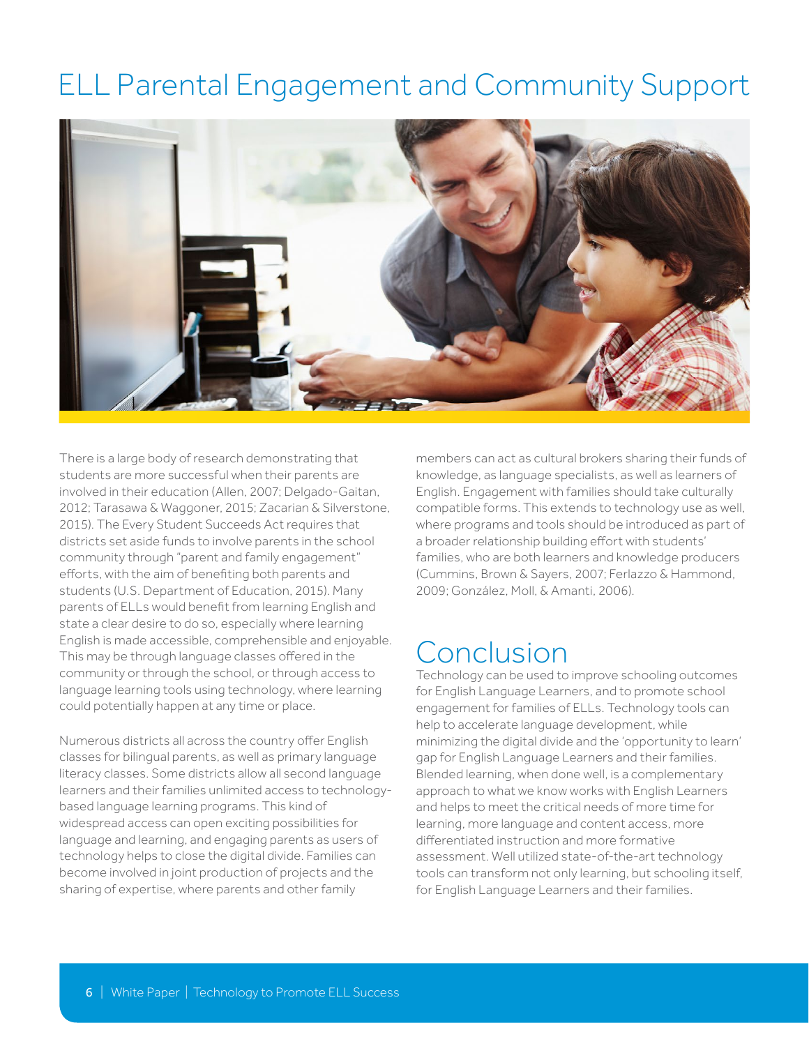# ELL Parental Engagement and Community Support

There is a large body of research demonstrating that students are more successful when their parents are involved in their education (Allen, 2007; Delgado-Gaitan, 2012; Tarasawa & Waggoner, 2015; Zacarian & Silverstone, 2015). The Every Student Succeeds Act requires that districts set aside funds to involve parents in the school community through "parent and family engagement" efforts, with the aim of benefiting both parents and students (U.S. Department of Education, 2015). Many parents of ELLs would benefit from learning English and state a clear desire to do so, especially where learning English is made accessible, comprehensible and enjoyable. This may be through language classes offered in the community or through the school, or through access to language learning tools using technology, where learning could potentially happen at any time or place.

Numerous districts all across the country offer English classes for bilingual parents, as well as primary language literacy classes. Some districts allow all second language learners and their families unlimited access to technology-based language learning programs. This kind of widespread access can open exciting possibilities for language and learning, and engaging parents as users of technology helps to close the digital divide. Families can become involved in joint production of projects and the sharing of expertise, where parents and other family members can act as cultural brokers sharing their funds of knowledge, as language specialists, as well as learners of English. Engagement with families should take culturally compatible forms. This extends to technology use as well, where programs and tools should be introduced as part of a broader relationship building effort with students' families, who are both learners and knowledge producers (Cummins, Brown & Sayers, 2007; Ferlazzo & Hammond, 2009; González, Moll, & Amanti, 2006).

## Conclusion

Technology can be used to improve schooling outcomes for English Language Learners, and to promote school engagement for families of ELLs. Technology tools can help to accelerate language development, while minimizing the digital divide and the 'opportunity to learn' gap for English Language Learners and their families. Blended learning, when done well, is a complementary approach to what we know works with English Learners and helps to meet the critical needs of more time for learning, more language and content access, more differentiated instruction and more formative assessment. Well utilized state-of-the-art technology tools can transform not only learning, but schooling itself, for English Language Learners and their families.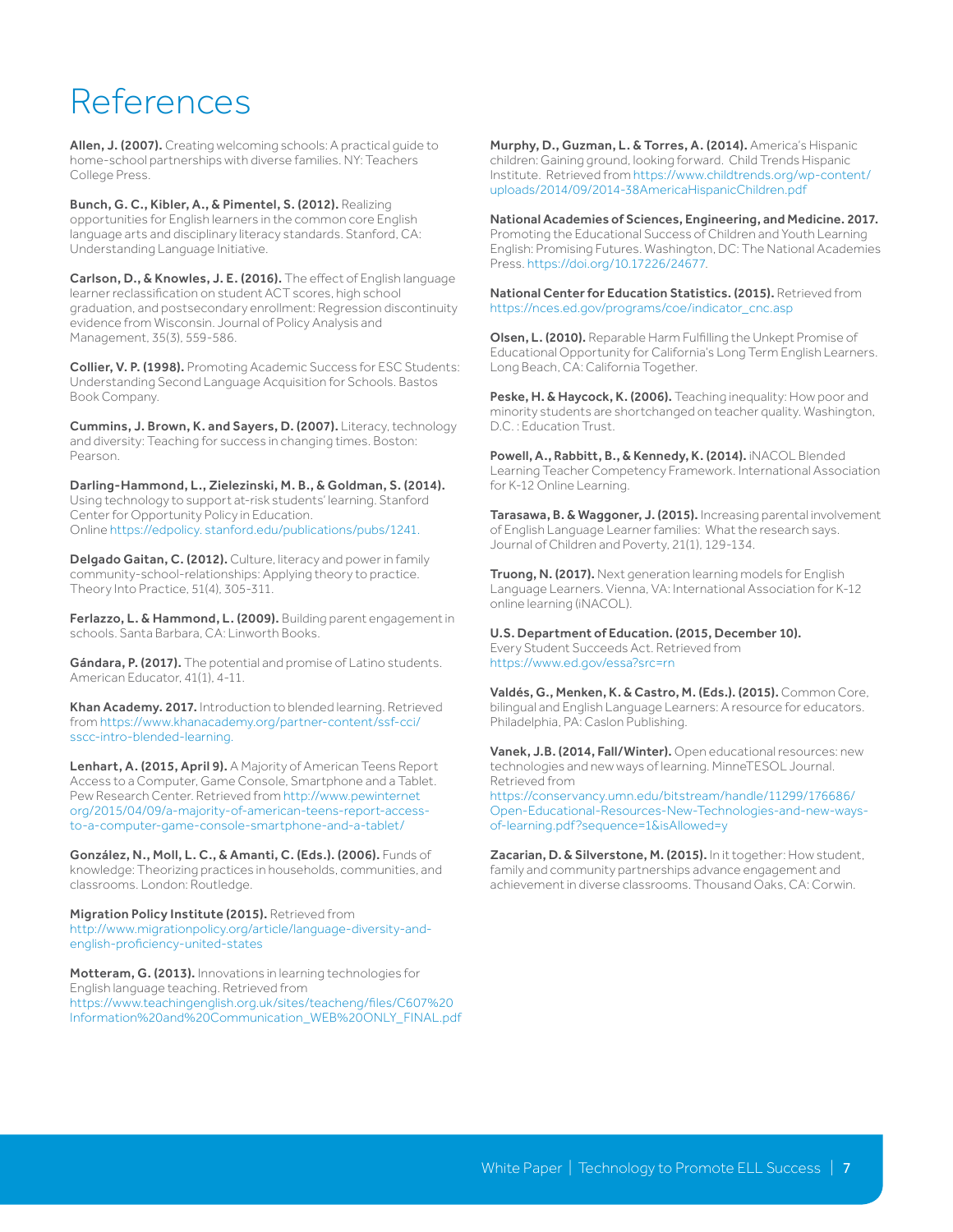# References

**Allen, J. (2007).** Creating welcoming schools: A practical guide to home-school partnerships with diverse families. NY: Teachers College Press.

**Bunch, G. C., Kibler, A., & Pimentel, S. (2012).** Realizing opportunities for English learners in the common core English language arts and disciplinary literacy standards. Stanford, CA: Understanding Language Initiative.

**Carlson, D., & Knowles, J. E. (2016).** The effect of English language learner reclassification on student ACT scores, high school graduation, and postsecondary enrollment: Regression discontinuity evidence from Wisconsin. Journal of Policy Analysis and Management, 35(3), 559-586.

**Collier, V. P. (1998).** Promoting Academic Success for ESC Students: Understanding Second Language Acquisition for Schools. Bastos Book Company.

**Cummins, J. Brown, K. and Sayers, D. (2007).** Literacy, technology and diversity: Teaching for success in changing times. Boston: Pearson.

**Darling-Hammond, L., Zielezinski, M. B., & Goldman, S. (2014).** Using technology to support at-risk students' learning. Stanford Center for Opportunity Policy in Education. Online https://edpolicy. stanford.edu/publications/pubs/1241.

**Delgado Gaitan, C. (2012).** Culture, literacy and power in family community-school-relationships: Applying theory to practice. Theory Into Practice, 51(4), 305-311.

**Ferlazzo, L. & Hammond, L. (2009).** Building parent engagement in schools. Santa Barbara, CA: Linworth Books.

**Gándara, P. (2017).** The potential and promise of Latino students. American Educator, 41(1), 4-11.

**Khan Academy. 2017.** Introduction to blended learning. Retrieved from https://www.khanacademy.org/partner-content/ssf-cci/sscc-intro-blended-learning.

**Lenhart, A. (2015, April 9).** A Majority of American Teens Report Access to a Computer, Game Console, Smartphone and a Tablet. Pew Research Center. Retrieved from http://www.pewinternet org/2015/04/09/a-majority-of-american-teens-report-access-to-a-computer-game-console-smartphone-and-a-tablet/

**González, N., Moll, L. C., & Amanti, C. (Eds.). (2006).** Funds of knowledge: Theorizing practices in households, communities, and classrooms. London: Routledge.

**Migration Policy Institute (2015).** Retrieved from http://www.migrationpolicy.org/article/language-diversity-and-english-proficiency-united-states

**Motteram, G. (2013).** Innovations in learning technologies for English language teaching. Retrieved from https://www.teachingenglish.org.uk/sites/teacheng/files/C607%20Information%20and%20Communication_WEB%20ONLY_FINAL.pdf

**Murphy, D., Guzman, L. & Torres, A. (2014).** America's Hispanic children: Gaining ground, looking forward. Child Trends Hispanic Institute. Retrieved from https://www.childtrends.org/wp-content/uploads/2014/09/2014-38AmericaHispanicChildren.pdf

**National Academies of Sciences, Engineering, and Medicine. 2017.** Promoting the Educational Success of Children and Youth Learning English: Promising Futures. Washington, DC: The National Academies Press. https://doi.org/10.17226/24677.

**National Center for Education Statistics. (2015).** Retrieved from https://nces.ed.gov/programs/coe/indicator_cnc.asp

**Olsen, L. (2010).** Reparable Harm Fulfilling the Unkept Promise of Educational Opportunity for California's Long Term English Learners. Long Beach, CA: California Together.

**Peske, H. & Haycock, K. (2006).** Teaching inequality: How poor and minority students are shortchanged on teacher quality. Washington, D.C. : Education Trust.

**Powell, A., Rabbitt, B., & Kennedy, K. (2014).** iNACOL Blended Learning Teacher Competency Framework. International Association for K-12 Online Learning.

**Tarasawa, B. & Waggoner, J. (2015).** Increasing parental involvement of English Language Learner families: What the research says. Journal of Children and Poverty, 21(1), 129-134.

**Truong, N. (2017).** Next generation learning models for English Language Learners. Vienna, VA: International Association for K-12 online learning (iNACOL).

**U.S. Department of Education. (2015, December 10).** Every Student Succeeds Act. Retrieved from https://www.ed.gov/essa?src=rn

**Valdés, G., Menken, K. & Castro, M. (Eds.). (2015).** Common Core, bilingual and English Language Learners: A resource for educators. Philadelphia, PA: Caslon Publishing.

**Vanek, J.B. (2014, Fall/Winter).** Open educational resources: new technologies and new ways of learning. MinneTESOL Journal. Retrieved from https://conservancy.umn.edu/bitstream/handle/11299/176686/Open-Educational-Resources-New-Technologies-and-new-ways-of-learning.pdf?sequence=1&isAllowed=y

**Zacarian, D. & Silverstone, M. (2015).** In it together: How student, family and community partnerships advance engagement and achievement in diverse classrooms. Thousand Oaks, CA: Corwin.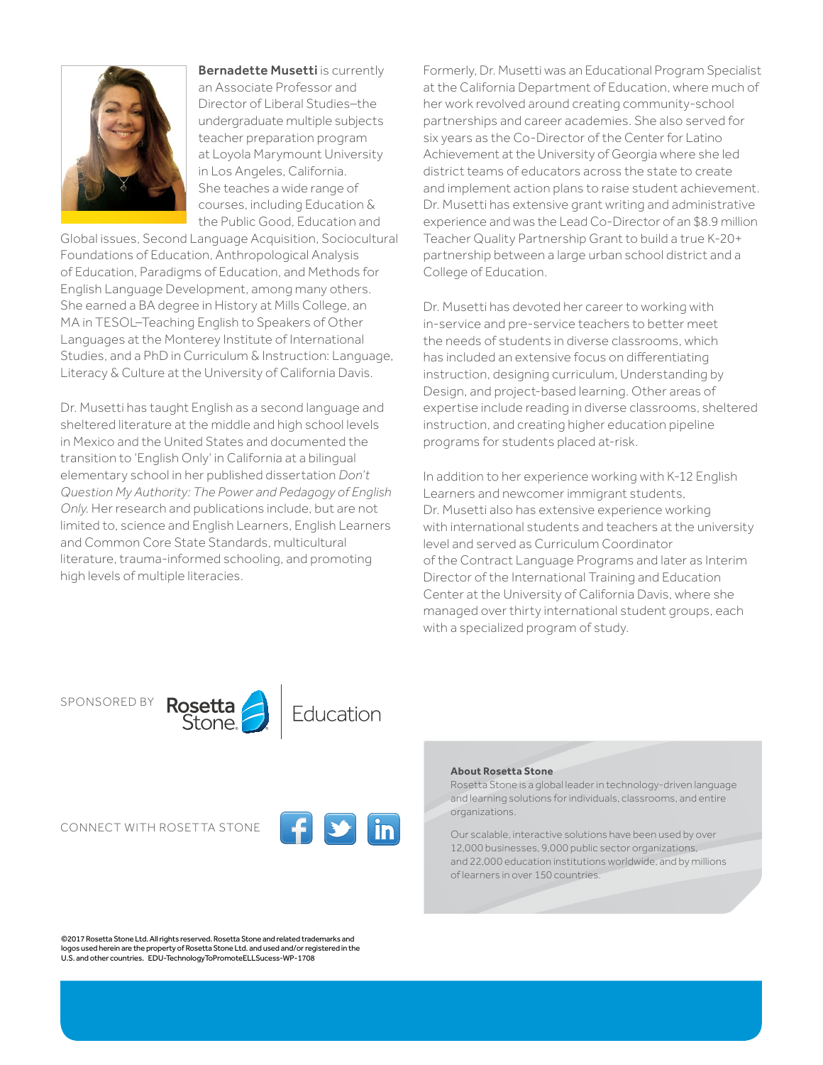**Bernadette Musetti** is currently an Associate Professor and Director of Liberal Studies–the undergraduate multiple subjects teacher preparation program at Loyola Marymount University in Los Angeles, California. She teaches a wide range of courses, including Education & the Public Good, Education and Global issues, Second Language Acquisition, Sociocultural Foundations of Education, Anthropological Analysis of Education, Paradigms of Education, and Methods for English Language Development, among many others. She earned a BA degree in History at Mills College, an MA in TESOL–Teaching English to Speakers of Other Languages at the Monterey Institute of International Studies, and a PhD in Curriculum & Instruction: Language, Literacy & Culture at the University of California Davis.

Dr. Musetti has taught English as a second language and sheltered literature at the middle and high school levels in Mexico and the United States and documented the transition to 'English Only' in California at a bilingual elementary school in her published dissertation *Don't Question My Authority: The Power and Pedagogy of English Only*. Her research and publications include, but are not limited to, science and English Learners, English Learners and Common Core State Standards, multicultural literature, trauma-informed schooling, and promoting high levels of multiple literacies.

Formerly, Dr. Musetti was an Educational Program Specialist at the California Department of Education, where much of her work revolved around creating community-school partnerships and career academies. She also served for six years as the Co-Director of the Center for Latino Achievement at the University of Georgia where she led district teams of educators across the state to create and implement action plans to raise student achievement. Dr. Musetti has extensive grant writing and administrative experience and was the Lead Co-Director of an $8.9 million Teacher Quality Partnership Grant to build a true K-20+ partnership between a large urban school district and a College of Education.

Dr. Musetti has devoted her career to working with in-service and pre-service teachers to better meet the needs of students in diverse classrooms, which has included an extensive focus on differentiating instruction, designing curriculum, Understanding by Design, and project-based learning. Other areas of expertise include reading in diverse classrooms, sheltered instruction, and creating higher education pipeline programs for students placed at-risk.

In addition to her experience working with K-12 English Learners and newcomer immigrant students, Dr. Musetti also has extensive experience working with international students and teachers at the university level and served as Curriculum Coordinator of the Contract Language Programs and later as Interim Director of the International Training and Education Center at the University of California Davis, where she managed over thirty international student groups, each with a specialized program of study.

SPONSORED BY Rosetta Stone Education

CONNECT WITH ROSETTA STONE

**About Rosetta Stone**

Rosetta Stone is a global leader in technology-driven language and learning solutions for individuals, classrooms, and entire organizations.

Our scalable, interactive solutions have been used by over 12,000 businesses, 9,000 public sector organizations, and 22,000 education institutions worldwide, and by millions of learners in over 150 countries.

©2017 Rosetta Stone Ltd. All rights reserved. Rosetta Stone and related trademarks and logos used herein are the property of Rosetta Stone Ltd. and used and/or registered in the U.S. and other countries. EDU-TechnologyToPromoteELLSucess-WP-1708